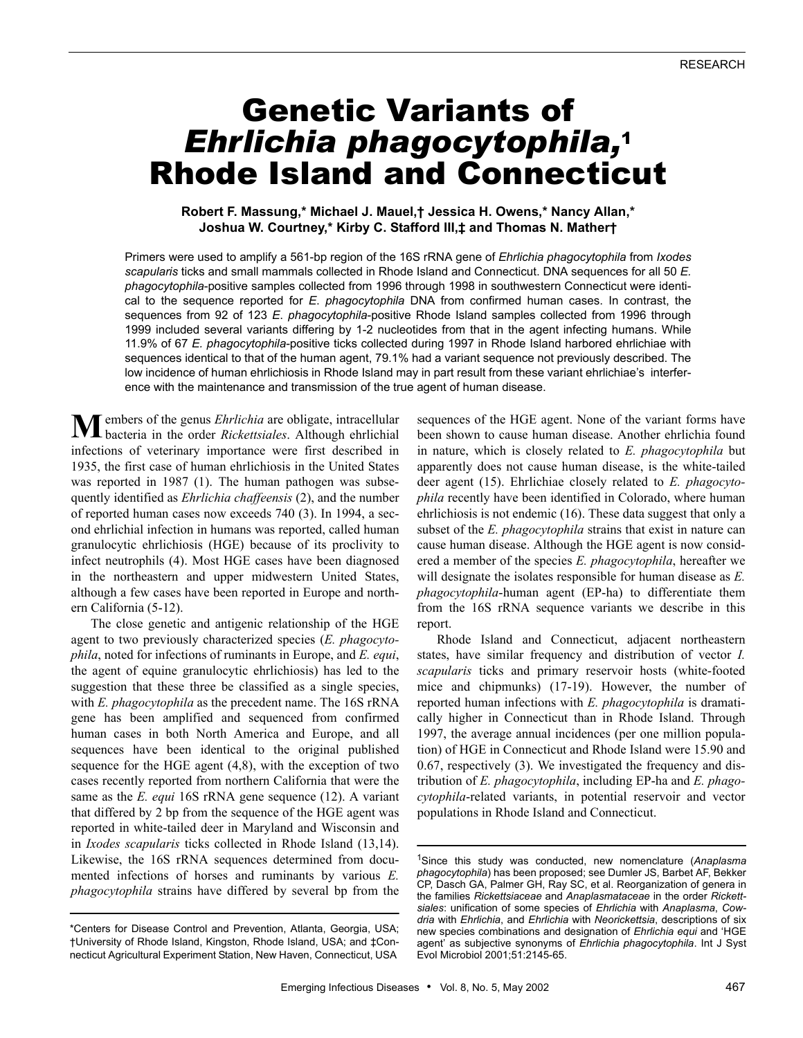RESEARCH

# Genetic Variants of *Ehrlichia phagocytophila*,[1] Rhode Island and Connecticut

**Robert F. Massung,\* Michael J. Mauel,† Jessica H. Owens,\* Nancy Allan,\* Joshua W. Courtney,\* Kirby C. Stafford III,‡ and Thomas N. Mather†**

Primers were used to amplify a 561-bp region of the 16S rRNA gene of *Ehrlichia phagocytophila* from *Ixodes scapularis* ticks and small mammals collected in Rhode Island and Connecticut. DNA sequences for all 50 *E. phagocytophila*-positive samples collected from 1996 through 1998 in southwestern Connecticut were identical to the sequence reported for *E. phagocytophila* DNA from confirmed human cases. In contrast, the sequences from 92 of 123 *E. phagocytophila*-positive Rhode Island samples collected from 1996 through 1999 included several variants differing by 1-2 nucleotides from that in the agent infecting humans. While 11.9% of 67 *E. phagocytophila*-positive ticks collected during 1997 in Rhode Island harbored ehrlichiae with sequences identical to that of the human agent, 79.1% had a variant sequence not previously described. The low incidence of human ehrlichiosis in Rhode Island may in part result from these variant ehrlichiae's interference with the maintenance and transmission of the true agent of human disease.

Members of the genus *Ehrlichia* are obligate, intracellular bacteria in the order *Rickettsiales*. Although ehrlichial infections of veterinary importance were first described in 1935, the first case of human ehrlichiosis in the United States was reported in 1987 (1). The human pathogen was subsequently identified as *Ehrlichia chaffeensis* (2), and the number of reported human cases now exceeds 740 (3). In 1994, a second ehrlichial infection in humans was reported, called human granulocytic ehrlichiosis (HGE) because of its proclivity to infect neutrophils (4). Most HGE cases have been diagnosed in the northeastern and upper midwestern United States, although a few cases have been reported in Europe and northern California (5-12).

The close genetic and antigenic relationship of the HGE agent to two previously characterized species (*E. phagocytophila*, noted for infections of ruminants in Europe, and *E. equi*, the agent of equine granulocytic ehrlichiosis) has led to the suggestion that these three be classified as a single species, with *E. phagocytophila* as the precedent name. The 16S rRNA gene has been amplified and sequenced from confirmed human cases in both North America and Europe, and all sequences have been identical to the original published sequence for the HGE agent (4,8), with the exception of two cases recently reported from northern California that were the same as the *E. equi* 16S rRNA gene sequence (12). A variant that differed by 2 bp from the sequence of the HGE agent was reported in white-tailed deer in Maryland and Wisconsin and in *Ixodes scapularis* ticks collected in Rhode Island (13,14). Likewise, the 16S rRNA sequences determined from documented infections of horses and ruminants by various *E. phagocytophila* strains have differed by several bp from the sequences of the HGE agent. None of the variant forms have been shown to cause human disease. Another ehrlichia found in nature, which is closely related to *E. phagocytophila* but apparently does not cause human disease, is the white-tailed deer agent (15). Ehrlichiae closely related to *E. phagocytophila* recently have been identified in Colorado, where human ehrlichiosis is not endemic (16). These data suggest that only a subset of the *E. phagocytophila* strains that exist in nature can cause human disease. Although the HGE agent is now considered a member of the species *E. phagocytophila*, hereafter we will designate the isolates responsible for human disease as *E. phagocytophila*-human agent (EP-ha) to differentiate them from the 16S rRNA sequence variants we describe in this report.

Rhode Island and Connecticut, adjacent northeastern states, have similar frequency and distribution of vector *I. scapularis* ticks and primary reservoir hosts (white-footed mice and chipmunks) (17-19). However, the number of reported human infections with *E. phagocytophila* is dramatically higher in Connecticut than in Rhode Island. Through 1997, the average annual incidences (per one million population) of HGE in Connecticut and Rhode Island were 15.90 and 0.67, respectively (3). We investigated the frequency and distribution of *E. phagocytophila*, including EP-ha and *E. phagocytophila*-related variants, in potential reservoir and vector populations in Rhode Island and Connecticut.

\*Centers for Disease Control and Prevention, Atlanta, Georgia, USA; †University of Rhode Island, Kingston, Rhode Island, USA; and ‡Connecticut Agricultural Experiment Station, New Haven, Connecticut, USA

[1]Since this study was conducted, new nomenclature (*Anaplasma phagocytophila*) has been proposed; see Dumler JS, Barbet AF, Bekker CP, Dasch GA, Palmer GH, Ray SC, et al. Reorganization of genera in the families *Rickettsiaceae* and *Anaplasmataceae* in the order *Rickettsiales*: unification of some species of *Ehrlichia* with *Anaplasma*, *Cowdria* with *Ehrlichia*, and *Ehrlichia* with *Neorickettsia*, descriptions of six new species combinations and designation of *Ehrlichia equi* and 'HGE agent' as subjective synonyms of *Ehrlichia phagocytophila*. Int J Syst Evol Microbiol 2001;51:2145-65.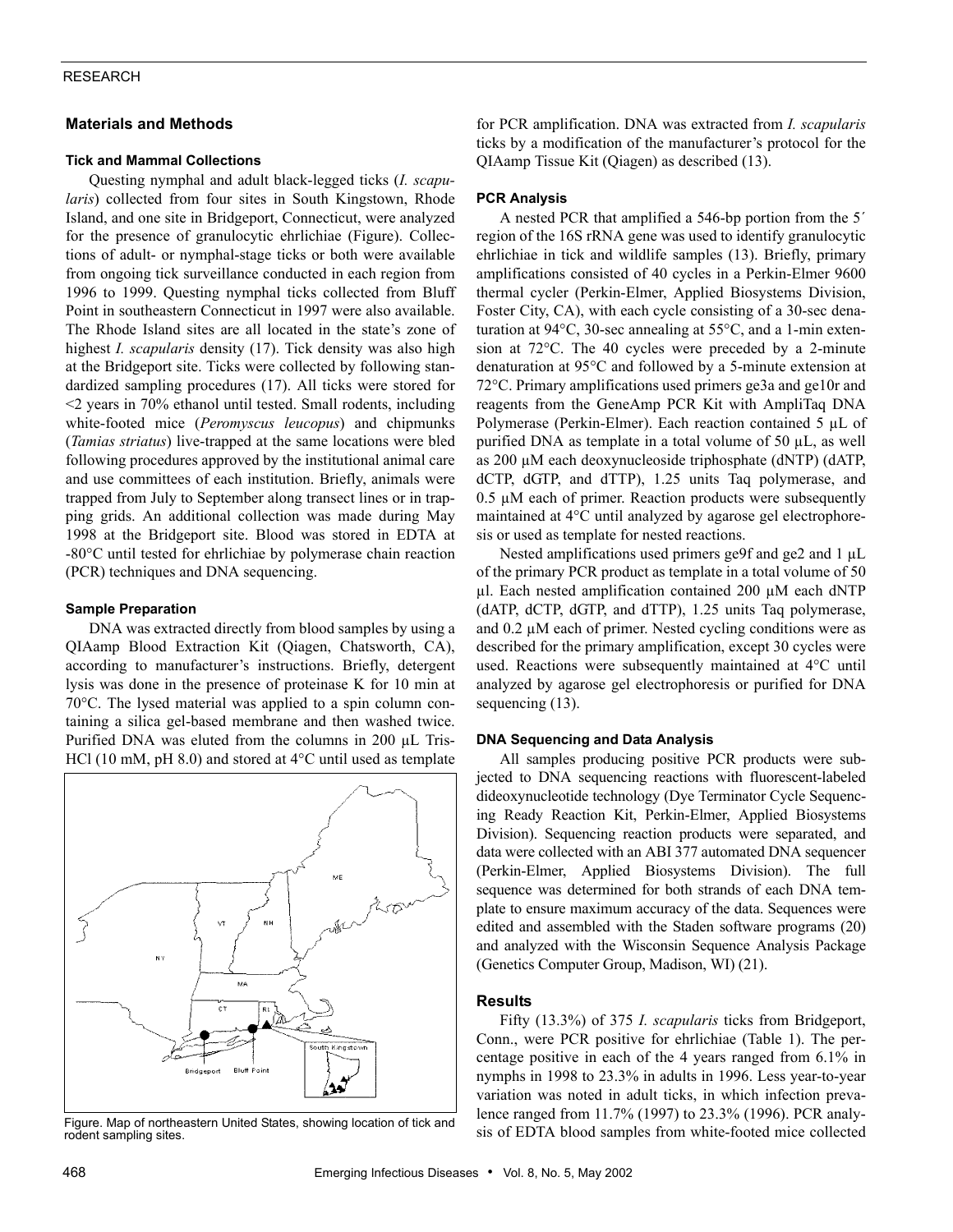## Materials and Methods

### Tick and Mammal Collections

Questing nymphal and adult black-legged ticks (*I. scapularis*) collected from four sites in South Kingstown, Rhode Island, and one site in Bridgeport, Connecticut, were analyzed for the presence of granulocytic ehrlichiae (Figure). Collections of adult- or nymphal-stage ticks or both were available from ongoing tick surveillance conducted in each region from 1996 to 1999. Questing nymphal ticks collected from Bluff Point in southeastern Connecticut in 1997 were also available. The Rhode Island sites are all located in the state's zone of highest *I. scapularis* density (17). Tick density was also high at the Bridgeport site. Ticks were collected by following standardized sampling procedures (17). All ticks were stored for <2 years in 70% ethanol until tested. Small rodents, including white-footed mice (*Peromyscus leucopus*) and chipmunks (*Tamias striatus*) live-trapped at the same locations were bled following procedures approved by the institutional animal care and use committees of each institution. Briefly, animals were trapped from July to September along transect lines or in trapping grids. An additional collection was made during May 1998 at the Bridgeport site. Blood was stored in EDTA at -80°C until tested for ehrlichiae by polymerase chain reaction (PCR) techniques and DNA sequencing.

### Sample Preparation

DNA was extracted directly from blood samples by using a QIAamp Blood Extraction Kit (Qiagen, Chatsworth, CA), according to manufacturer's instructions. Briefly, detergent lysis was done in the presence of proteinase K for 10 min at 70°C. The lysed material was applied to a spin column containing a silica gel-based membrane and then washed twice. Purified DNA was eluted from the columns in 200 µL Tris-HCl (10 mM, pH 8.0) and stored at 4°C until used as template for PCR amplification. DNA was extracted from *I. scapularis* ticks by a modification of the manufacturer's protocol for the QIAamp Tissue Kit (Qiagen) as described (13).

Figure. Map of northeastern United States, showing location of tick and rodent sampling sites.

### PCR Analysis

A nested PCR that amplified a 546-bp portion from the 5′ region of the 16S rRNA gene was used to identify granulocytic ehrlichiae in tick and wildlife samples (13). Briefly, primary amplifications consisted of 40 cycles in a Perkin-Elmer 9600 thermal cycler (Perkin-Elmer, Applied Biosystems Division, Foster City, CA), with each cycle consisting of a 30-sec denaturation at 94°C, 30-sec annealing at 55°C, and a 1-min extension at 72°C. The 40 cycles were preceded by a 2-minute denaturation at 95°C and followed by a 5-minute extension at 72°C. Primary amplifications used primers ge3a and ge10r and reagents from the GeneAmp PCR Kit with AmpliTaq DNA Polymerase (Perkin-Elmer). Each reaction contained 5 µL of purified DNA as template in a total volume of 50 µL, as well as 200 µM each deoxynucleoside triphosphate (dNTP) (dATP, dCTP, dGTP, and dTTP), 1.25 units Taq polymerase, and 0.5 µM each of primer. Reaction products were subsequently maintained at 4°C until analyzed by agarose gel electrophoresis or used as template for nested reactions.

Nested amplifications used primers ge9f and ge2 and 1 µL of the primary PCR product as template in a total volume of 50 µl. Each nested amplification contained 200 µM each dNTP (dATP, dCTP, dGTP, and dTTP), 1.25 units Taq polymerase, and 0.2 µM each of primer. Nested cycling conditions were as described for the primary amplification, except 30 cycles were used. Reactions were subsequently maintained at 4°C until analyzed by agarose gel electrophoresis or purified for DNA sequencing (13).

### DNA Sequencing and Data Analysis

All samples producing positive PCR products were subjected to DNA sequencing reactions with fluorescent-labeled dideoxynucleotide technology (Dye Terminator Cycle Sequencing Ready Reaction Kit, Perkin-Elmer, Applied Biosystems Division). Sequencing reaction products were separated, and data were collected with an ABI 377 automated DNA sequencer (Perkin-Elmer, Applied Biosystems Division). The full sequence was determined for both strands of each DNA template to ensure maximum accuracy of the data. Sequences were edited and assembled with the Staden software programs (20) and analyzed with the Wisconsin Sequence Analysis Package (Genetics Computer Group, Madison, WI) (21).

## Results

Fifty (13.3%) of 375 *I. scapularis* ticks from Bridgeport, Conn., were PCR positive for ehrlichiae (Table 1). The percentage positive in each of the 4 years ranged from 6.1% in nymphs in 1998 to 23.3% in adults in 1996. Less year-to-year variation was noted in adult ticks, in which infection prevalence ranged from 11.7% (1997) to 23.3% (1996). PCR analysis of EDTA blood samples from white-footed mice collected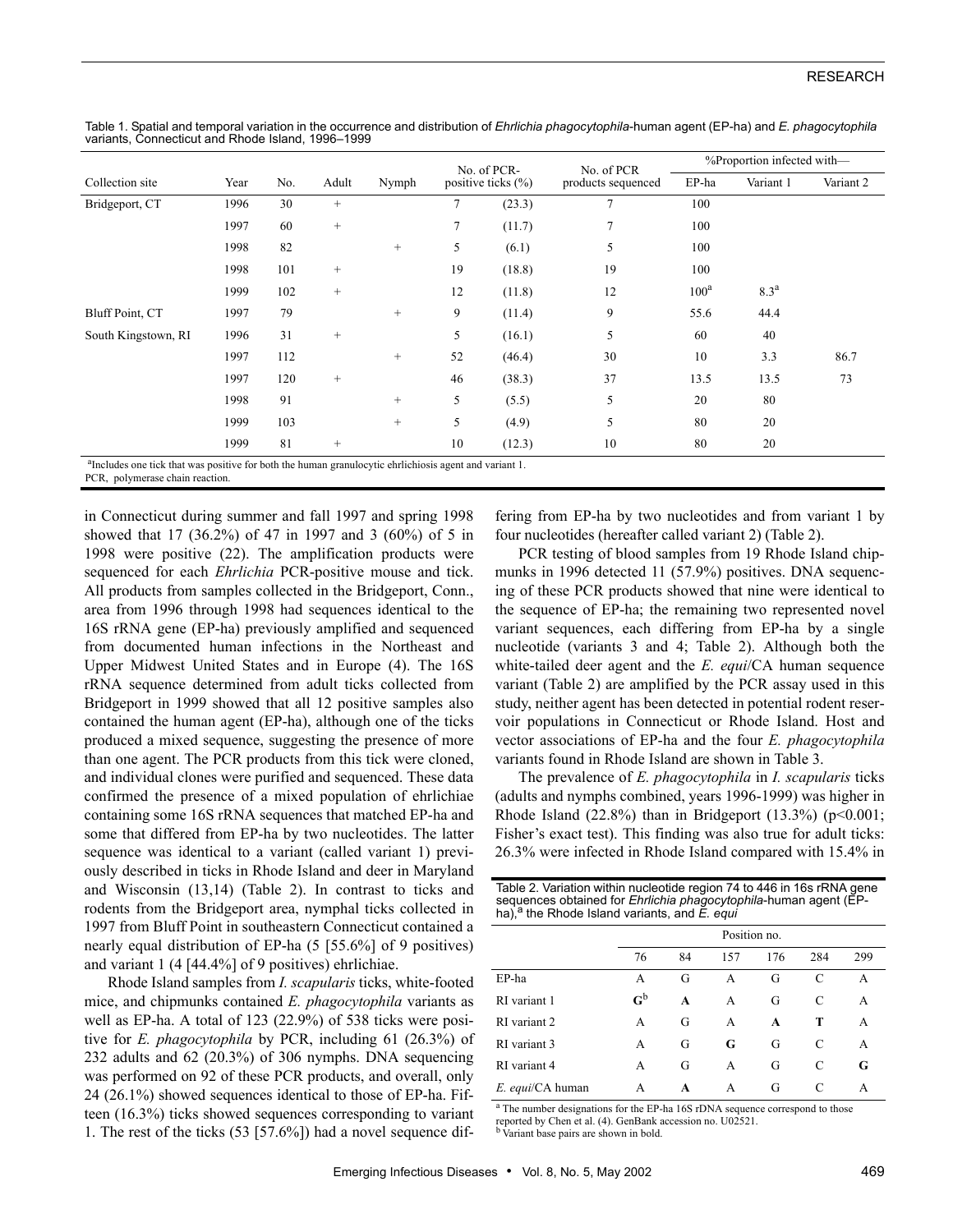Table 1. Spatial and temporal variation in the occurrence and distribution of *Ehrlichia phagocytophila*-human agent (EP-ha) and *E. phagocytophila* variants, Connecticut and Rhode Island, 1996–1999

| Collection site | Year | No. | Adult | Nymph | No. of PCR-positive ticks (%) | | No. of PCR products sequenced | %Proportion infected with— | | |
|---|---|---|---|---|---|---|---|---|---|---|
| | | | | | | | | EP-ha | Variant 1 | Variant 2 |
| Bridgeport, CT | 1996 | 30 | + | | 7 | (23.3) | 7 | 100 | | |
| | 1997 | 60 | + | | 7 | (11.7) | 7 | 100 | | |
| | 1998 | 82 | | + | 5 | (6.1) | 5 | 100 | | |
| | 1998 | 101 | + | | 19 | (18.8) | 19 | 100 | | |
| | 1999 | 102 | + | | 12 | (11.8) | 12 | 100[a] | 8.3[a] | |
| Bluff Point, CT | 1997 | 79 | | + | 9 | (11.4) | 9 | 55.6 | 44.4 | |
| South Kingstown, RI | 1996 | 31 | + | | 5 | (16.1) | 5 | 60 | 40 | |
| | 1997 | 112 | | + | 52 | (46.4) | 30 | 10 | 3.3 | 86.7 |
| | 1997 | 120 | + | | 46 | (38.3) | 37 | 13.5 | 13.5 | 73 |
| | 1998 | 91 | | + | 5 | (5.5) | 5 | 20 | 80 | |
| | 1999 | 103 | | + | 5 | (4.9) | 5 | 80 | 20 | |
| | 1999 | 81 | + | | 10 | (12.3) | 10 | 80 | 20 | |

[a]Includes one tick that was positive for both the human granulocytic ehrlichiosis agent and variant 1.
PCR, polymerase chain reaction.

in Connecticut during summer and fall 1997 and spring 1998 showed that 17 (36.2%) of 47 in 1997 and 3 (60%) of 5 in 1998 were positive (22). The amplification products were sequenced for each *Ehrlichia* PCR-positive mouse and tick. All products from samples collected in the Bridgeport, Conn., area from 1996 through 1998 had sequences identical to the 16S rRNA gene (EP-ha) previously amplified and sequenced from documented human infections in the Northeast and Upper Midwest United States and in Europe (4). The 16S rRNA sequence determined from adult ticks collected from Bridgeport in 1999 showed that all 12 positive samples also contained the human agent (EP-ha), although one of the ticks produced a mixed sequence, suggesting the presence of more than one agent. The PCR products from this tick were cloned, and individual clones were purified and sequenced. These data confirmed the presence of a mixed population of ehrlichiae containing some 16S rRNA sequences that matched EP-ha and some that differed from EP-ha by two nucleotides. The latter sequence was identical to a variant (called variant 1) previously described in ticks in Rhode Island and deer in Maryland and Wisconsin (13,14) (Table 2). In contrast to ticks and rodents from the Bridgeport area, nymphal ticks collected in 1997 from Bluff Point in southeastern Connecticut contained a nearly equal distribution of EP-ha (5 [55.6%] of 9 positives) and variant 1 (4 [44.4%] of 9 positives) ehrlichiae.

Rhode Island samples from *I. scapularis* ticks, white-footed mice, and chipmunks contained *E. phagocytophila* variants as well as EP-ha. A total of 123 (22.9%) of 538 ticks were positive for *E. phagocytophila* by PCR, including 61 (26.3%) of 232 adults and 62 (20.3%) of 306 nymphs. DNA sequencing was performed on 92 of these PCR products, and overall, only 24 (26.1%) showed sequences identical to those of EP-ha. Fifteen (16.3%) ticks showed sequences corresponding to variant 1. The rest of the ticks (53 [57.6%]) had a novel sequence differing from EP-ha by two nucleotides and from variant 1 by four nucleotides (hereafter called variant 2) (Table 2).

PCR testing of blood samples from 19 Rhode Island chipmunks in 1996 detected 11 (57.9%) positives. DNA sequencing of these PCR products showed that nine were identical to the sequence of EP-ha; the remaining two represented novel variant sequences, each differing from EP-ha by a single nucleotide (variants 3 and 4; Table 2). Although both the white-tailed deer agent and the *E. equi*/CA human sequence variant (Table 2) are amplified by the PCR assay used in this study, neither agent has been detected in potential rodent reservoir populations in Connecticut or Rhode Island. Host and vector associations of EP-ha and the four *E. phagocytophila* variants found in Rhode Island are shown in Table 3.

The prevalence of *E. phagocytophila* in *I. scapularis* ticks (adults and nymphs combined, years 1996-1999) was higher in Rhode Island (22.8%) than in Bridgeport (13.3%) ($p<0.001$; Fisher's exact test). This finding was also true for adult ticks: 26.3% were infected in Rhode Island compared with 15.4% in

Table 2. Variation within nucleotide region 74 to 446 in 16s rRNA gene sequences obtained for *Ehrlichia phagocytophila*-human agent (EP-ha),[a] the Rhode Island variants, and *E. equi*

| | Position no. | | | | | |
|---|---|---|---|---|---|---|
| | 76 | 84 | 157 | 176 | 284 | 299 |
| EP-ha | A | G | A | G | C | A |
| RI variant 1 | **G**[b] | **A** | A | G | C | A |
| RI variant 2 | A | G | A | **A** | **T** | A |
| RI variant 3 | A | G | **G** | G | C | A |
| RI variant 4 | A | G | A | G | C | **G** |
| *E. equi*/CA human | A | **A** | A | G | C | A |

[a] The number designations for the EP-ha 16S rDNA sequence correspond to those reported by Chen et al. (4). GenBank accession no. U02521.
[b] Variant base pairs are shown in bold.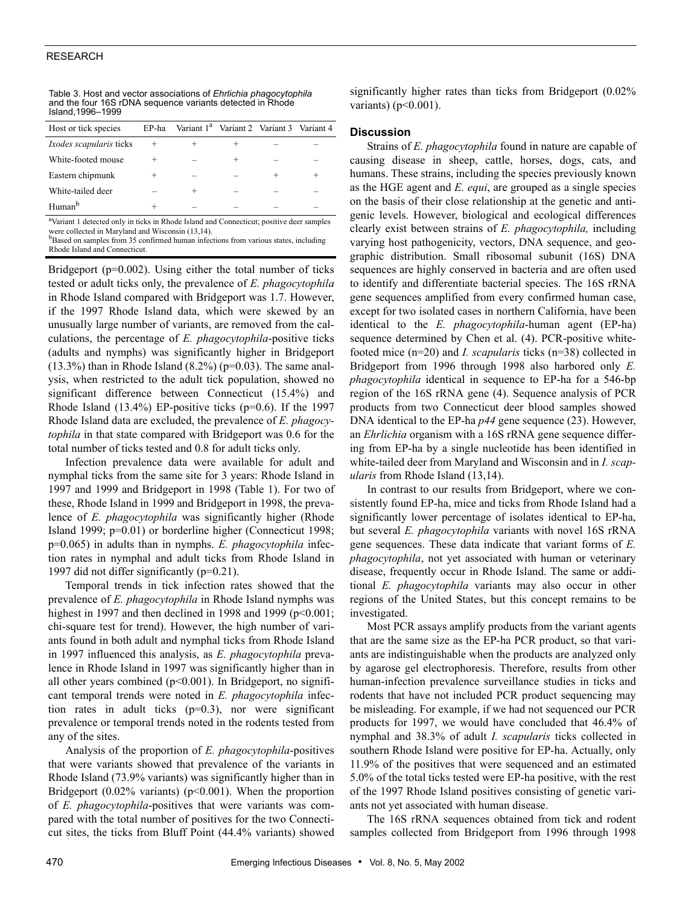Table 3. Host and vector associations of *Ehrlichia phagocytophila* and the four 16S rDNA sequence variants detected in Rhode Island,1996–1999

| Host or tick species | EP-ha | Variant 1[a] | Variant 2 | Variant 3 | Variant 4 |
|---|---|---|---|---|---|
| *Ixodes scapularis* ticks | + | + | + | – | – |
| White-footed mouse | + | – | + | – | – |
| Eastern chipmunk | + | – | – | + | + |
| White-tailed deer | – | + | – | – | – |
| Human[b] | + | – | – | – | – |

[a]Variant 1 detected only in ticks in Rhode Island and Connecticut; positive deer samples were collected in Maryland and Wisconsin (13,14).
[b]Based on samples from 35 confirmed human infections from various states, including Rhode Island and Connecticut.

Bridgeport (p=0.002). Using either the total number of ticks tested or adult ticks only, the prevalence of *E. phagocytophila* in Rhode Island compared with Bridgeport was 1.7. However, if the 1997 Rhode Island data, which were skewed by an unusually large number of variants, are removed from the calculations, the percentage of *E. phagocytophila*-positive ticks (adults and nymphs) was significantly higher in Bridgeport (13.3%) than in Rhode Island (8.2%) (p=0.03). The same analysis, when restricted to the adult tick population, showed no significant difference between Connecticut (15.4%) and Rhode Island (13.4%) EP-positive ticks (p=0.6). If the 1997 Rhode Island data are excluded, the prevalence of *E. phagocytophila* in that state compared with Bridgeport was 0.6 for the total number of ticks tested and 0.8 for adult ticks only.

Infection prevalence data were available for adult and nymphal ticks from the same site for 3 years: Rhode Island in 1997 and 1999 and Bridgeport in 1998 (Table 1). For two of these, Rhode Island in 1999 and Bridgeport in 1998, the prevalence of *E. phagocytophila* was significantly higher (Rhode Island 1999; p=0.01) or borderline higher (Connecticut 1998; p=0.065) in adults than in nymphs. *E. phagocytophila* infection rates in nymphal and adult ticks from Rhode Island in 1997 did not differ significantly (p=0.21).

Temporal trends in tick infection rates showed that the prevalence of *E. phagocytophila* in Rhode Island nymphs was highest in 1997 and then declined in 1998 and 1999 (p<0.001; chi-square test for trend). However, the high number of variants found in both adult and nymphal ticks from Rhode Island in 1997 influenced this analysis, as *E. phagocytophila* prevalence in Rhode Island in 1997 was significantly higher than in all other years combined (p<0.001). In Bridgeport, no significant temporal trends were noted in *E. phagocytophila* infection rates in adult ticks (p=0.3), nor were significant prevalence or temporal trends noted in the rodents tested from any of the sites.

Analysis of the proportion of *E. phagocytophila*-positives that were variants showed that prevalence of the variants in Rhode Island (73.9% variants) was significantly higher than in Bridgeport (0.02% variants) (p<0.001). When the proportion of *E. phagocytophila*-positives that were variants was compared with the total number of positives for the two Connecticut sites, the ticks from Bluff Point (44.4% variants) showed significantly higher rates than ticks from Bridgeport (0.02% variants) (p<0.001).

## Discussion

Strains of *E. phagocytophila* found in nature are capable of causing disease in sheep, cattle, horses, dogs, cats, and humans. These strains, including the species previously known as the HGE agent and *E. equi*, are grouped as a single species on the basis of their close relationship at the genetic and antigenic levels. However, biological and ecological differences clearly exist between strains of *E. phagocytophila,* including varying host pathogenicity, vectors, DNA sequence, and geographic distribution. Small ribosomal subunit (16S) DNA sequences are highly conserved in bacteria and are often used to identify and differentiate bacterial species. The 16S rRNA gene sequences amplified from every confirmed human case, except for two isolated cases in northern California, have been identical to the *E. phagocytophila*-human agent (EP-ha) sequence determined by Chen et al. (4). PCR-positive white-footed mice (n=20) and *I. scapularis* ticks (n=38) collected in Bridgeport from 1996 through 1998 also harbored only *E. phagocytophila* identical in sequence to EP-ha for a 546-bp region of the 16S rRNA gene (4). Sequence analysis of PCR products from two Connecticut deer blood samples showed DNA identical to the EP-ha *p44* gene sequence (23). However, an *Ehrlichia* organism with a 16S rRNA gene sequence differing from EP-ha by a single nucleotide has been identified in white-tailed deer from Maryland and Wisconsin and in *I. scapularis* from Rhode Island (13,14).

In contrast to our results from Bridgeport, where we consistently found EP-ha, mice and ticks from Rhode Island had a significantly lower percentage of isolates identical to EP-ha, but several *E. phagocytophila* variants with novel 16S rRNA gene sequences. These data indicate that variant forms of *E. phagocytophila*, not yet associated with human or veterinary disease, frequently occur in Rhode Island. The same or additional *E. phagocytophila* variants may also occur in other regions of the United States, but this concept remains to be investigated.

Most PCR assays amplify products from the variant agents that are the same size as the EP-ha PCR product, so that variants are indistinguishable when the products are analyzed only by agarose gel electrophoresis. Therefore, results from other human-infection prevalence surveillance studies in ticks and rodents that have not included PCR product sequencing may be misleading. For example, if we had not sequenced our PCR products for 1997, we would have concluded that 46.4% of nymphal and 38.3% of adult *I. scapularis* ticks collected in southern Rhode Island were positive for EP-ha. Actually, only 11.9% of the positives that were sequenced and an estimated 5.0% of the total ticks tested were EP-ha positive, with the rest of the 1997 Rhode Island positives consisting of genetic variants not yet associated with human disease.

The 16S rRNA sequences obtained from tick and rodent samples collected from Bridgeport from 1996 through 1998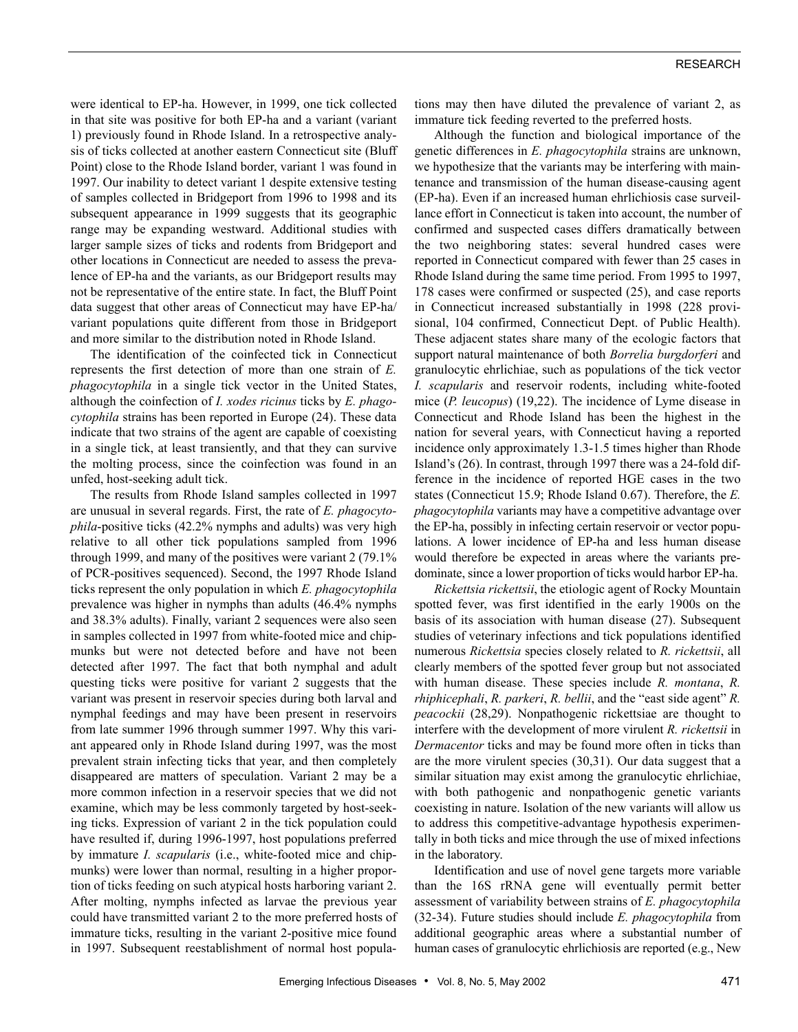were identical to EP-ha. However, in 1999, one tick collected in that site was positive for both EP-ha and a variant (variant 1) previously found in Rhode Island. In a retrospective analysis of ticks collected at another eastern Connecticut site (Bluff Point) close to the Rhode Island border, variant 1 was found in 1997. Our inability to detect variant 1 despite extensive testing of samples collected in Bridgeport from 1996 to 1998 and its subsequent appearance in 1999 suggests that its geographic range may be expanding westward. Additional studies with larger sample sizes of ticks and rodents from Bridgeport and other locations in Connecticut are needed to assess the prevalence of EP-ha and the variants, as our Bridgeport results may not be representative of the entire state. In fact, the Bluff Point data suggest that other areas of Connecticut may have EP-ha/variant populations quite different from those in Bridgeport and more similar to the distribution noted in Rhode Island.

The identification of the coinfected tick in Connecticut represents the first detection of more than one strain of *E. phagocytophila* in a single tick vector in the United States, although the coinfection of *I. xodes ricinus* ticks by *E. phagocytophila* strains has been reported in Europe (24). These data indicate that two strains of the agent are capable of coexisting in a single tick, at least transiently, and that they can survive the molting process, since the coinfection was found in an unfed, host-seeking adult tick.

The results from Rhode Island samples collected in 1997 are unusual in several regards. First, the rate of *E. phagocytophila*-positive ticks (42.2% nymphs and adults) was very high relative to all other tick populations sampled from 1996 through 1999, and many of the positives were variant 2 (79.1% of PCR-positives sequenced). Second, the 1997 Rhode Island ticks represent the only population in which *E. phagocytophila* prevalence was higher in nymphs than adults (46.4% nymphs and 38.3% adults). Finally, variant 2 sequences were also seen in samples collected in 1997 from white-footed mice and chipmunks but were not detected before and have not been detected after 1997. The fact that both nymphal and adult questing ticks were positive for variant 2 suggests that the variant was present in reservoir species during both larval and nymphal feedings and may have been present in reservoirs from late summer 1996 through summer 1997. Why this variant appeared only in Rhode Island during 1997, was the most prevalent strain infecting ticks that year, and then completely disappeared are matters of speculation. Variant 2 may be a more common infection in a reservoir species that we did not examine, which may be less commonly targeted by host-seeking ticks. Expression of variant 2 in the tick population could have resulted if, during 1996-1997, host populations preferred by immature *I. scapularis* (i.e., white-footed mice and chipmunks) were lower than normal, resulting in a higher proportion of ticks feeding on such atypical hosts harboring variant 2. After molting, nymphs infected as larvae the previous year could have transmitted variant 2 to the more preferred hosts of immature ticks, resulting in the variant 2-positive mice found in 1997. Subsequent reestablishment of normal host populations may then have diluted the prevalence of variant 2, as immature tick feeding reverted to the preferred hosts.

Although the function and biological importance of the genetic differences in *E. phagocytophila* strains are unknown, we hypothesize that the variants may be interfering with maintenance and transmission of the human disease-causing agent (EP-ha). Even if an increased human ehrlichiosis case surveillance effort in Connecticut is taken into account, the number of confirmed and suspected cases differs dramatically between the two neighboring states: several hundred cases were reported in Connecticut compared with fewer than 25 cases in Rhode Island during the same time period. From 1995 to 1997, 178 cases were confirmed or suspected (25), and case reports in Connecticut increased substantially in 1998 (228 provisional, 104 confirmed, Connecticut Dept. of Public Health). These adjacent states share many of the ecologic factors that support natural maintenance of both *Borrelia burgdorferi* and granulocytic ehrlichiae, such as populations of the tick vector *I. scapularis* and reservoir rodents, including white-footed mice (*P. leucopus*) (19,22). The incidence of Lyme disease in Connecticut and Rhode Island has been the highest in the nation for several years, with Connecticut having a reported incidence only approximately 1.3-1.5 times higher than Rhode Island's (26). In contrast, through 1997 there was a 24-fold difference in the incidence of reported HGE cases in the two states (Connecticut 15.9; Rhode Island 0.67). Therefore, the *E. phagocytophila* variants may have a competitive advantage over the EP-ha, possibly in infecting certain reservoir or vector populations. A lower incidence of EP-ha and less human disease would therefore be expected in areas where the variants predominate, since a lower proportion of ticks would harbor EP-ha.

*Rickettsia rickettsii*, the etiologic agent of Rocky Mountain spotted fever, was first identified in the early 1900s on the basis of its association with human disease (27). Subsequent studies of veterinary infections and tick populations identified numerous *Rickettsia* species closely related to *R. rickettsii*, all clearly members of the spotted fever group but not associated with human disease. These species include *R. montana*, *R. rhiphicephali*, *R. parkeri*, *R. bellii*, and the "east side agent" *R. peacockii* (28,29). Nonpathogenic rickettsiae are thought to interfere with the development of more virulent *R. rickettsii* in *Dermacentor* ticks and may be found more often in ticks than are the more virulent species (30,31). Our data suggest that a similar situation may exist among the granulocytic ehrlichiae, with both pathogenic and nonpathogenic genetic variants coexisting in nature. Isolation of the new variants will allow us to address this competitive-advantage hypothesis experimentally in both ticks and mice through the use of mixed infections in the laboratory.

Identification and use of novel gene targets more variable than the 16S rRNA gene will eventually permit better assessment of variability between strains of *E. phagocytophila* (32-34). Future studies should include *E. phagocytophila* from additional geographic areas where a substantial number of human cases of granulocytic ehrlichiosis are reported (e.g., New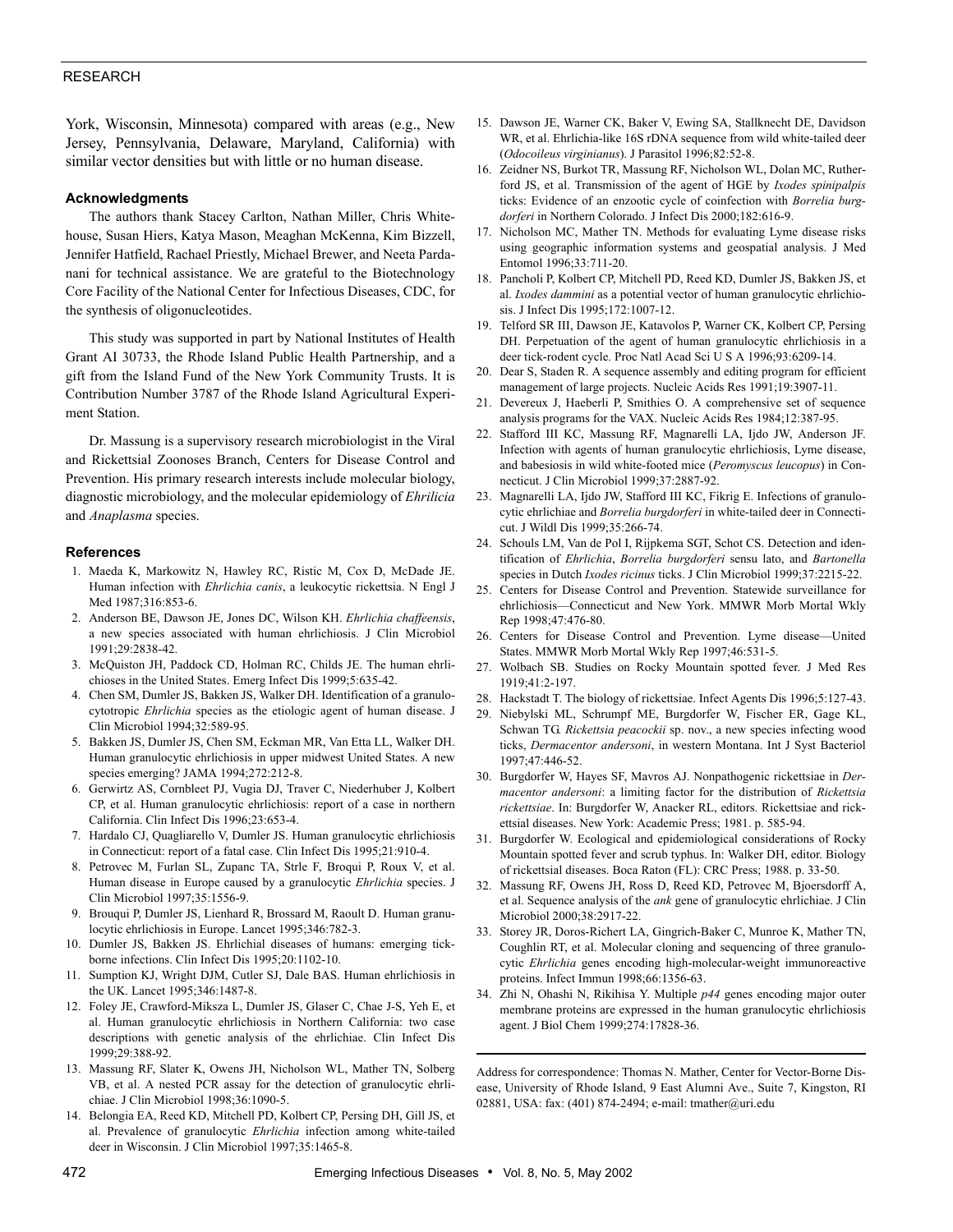York, Wisconsin, Minnesota) compared with areas (e.g., New Jersey, Pennsylvania, Delaware, Maryland, California) with similar vector densities but with little or no human disease.

### Acknowledgments

The authors thank Stacey Carlton, Nathan Miller, Chris Whitehouse, Susan Hiers, Katya Mason, Meaghan McKenna, Kim Bizzell, Jennifer Hatfield, Rachael Priestly, Michael Brewer, and Neeta Pardanani for technical assistance. We are grateful to the Biotechnology Core Facility of the National Center for Infectious Diseases, CDC, for the synthesis of oligonucleotides.

This study was supported in part by National Institutes of Health Grant AI 30733, the Rhode Island Public Health Partnership, and a gift from the Island Fund of the New York Community Trusts. It is Contribution Number 3787 of the Rhode Island Agricultural Experiment Station.

Dr. Massung is a supervisory research microbiologist in the Viral and Rickettsial Zoonoses Branch, Centers for Disease Control and Prevention. His primary research interests include molecular biology, diagnostic microbiology, and the molecular epidemiology of *Ehrilicia* and *Anaplasma* species.

### References

1. Maeda K, Markowitz N, Hawley RC, Ristic M, Cox D, McDade JE. Human infection with *Ehrlichia canis*, a leukocytic rickettsia. N Engl J Med 1987;316:853-6.
2. Anderson BE, Dawson JE, Jones DC, Wilson KH. *Ehrlichia chaffeensis*, a new species associated with human ehrlichiosis. J Clin Microbiol 1991;29:2838-42.
3. McQuiston JH, Paddock CD, Holman RC, Childs JE. The human ehrlichioses in the United States. Emerg Infect Dis 1999;5:635-42.
4. Chen SM, Dumler JS, Bakken JS, Walker DH. Identification of a granulocytotropic *Ehrlichia* species as the etiologic agent of human disease. J Clin Microbiol 1994;32:589-95.
5. Bakken JS, Dumler JS, Chen SM, Eckman MR, Van Etta LL, Walker DH. Human granulocytic ehrlichiosis in upper midwest United States. A new species emerging? JAMA 1994;272:212-8.
6. Gerwirtz AS, Cornbleet PJ, Vugia DJ, Traver C, Niederhuber J, Kolbert CP, et al. Human granulocytic ehrlichiosis: report of a case in northern California. Clin Infect Dis 1996;23:653-4.
7. Hardalo CJ, Quagliarello V, Dumler JS. Human granulocytic ehrlichiosis in Connecticut: report of a fatal case. Clin Infect Dis 1995;21:910-4.
8. Petrovec M, Furlan SL, Zupanc TA, Strle F, Broqui P, Roux V, et al. Human disease in Europe caused by a granulocytic *Ehrlichia* species. J Clin Microbiol 1997;35:1556-9.
9. Brouqui P, Dumler JS, Lienhard R, Brossard M, Raoult D. Human granulocytic ehrlichiosis in Europe. Lancet 1995;346:782-3.
10. Dumler JS, Bakken JS. Ehrlichial diseases of humans: emerging tick-borne infections. Clin Infect Dis 1995;20:1102-10.
11. Sumption KJ, Wright DJM, Cutler SJ, Dale BAS. Human ehrlichiosis in the UK. Lancet 1995;346:1487-8.
12. Foley JE, Crawford-Miksza L, Dumler JS, Glaser C, Chae J-S, Yeh E, et al. Human granulocytic ehrlichiosis in Northern California: two case descriptions with genetic analysis of the ehrlichiae. Clin Infect Dis 1999;29:388-92.
13. Massung RF, Slater K, Owens JH, Nicholson WL, Mather TN, Solberg VB, et al. A nested PCR assay for the detection of granulocytic ehrlichiae. J Clin Microbiol 1998;36:1090-5.
14. Belongia EA, Reed KD, Mitchell PD, Kolbert CP, Persing DH, Gill JS, et al. Prevalence of granulocytic *Ehrlichia* infection among white-tailed deer in Wisconsin. J Clin Microbiol 1997;35:1465-8.
15. Dawson JE, Warner CK, Baker V, Ewing SA, Stallknecht DE, Davidson WR, et al. Ehrlichia-like 16S rDNA sequence from wild white-tailed deer (*Odocoileus virginianus*). J Parasitol 1996;82:52-8.
16. Zeidner NS, Burkot TR, Massung RF, Nicholson WL, Dolan MC, Rutherford JS, et al. Transmission of the agent of HGE by *Ixodes spinipalpis* ticks: Evidence of an enzootic cycle of coinfection with *Borrelia burgdorferi* in Northern Colorado. J Infect Dis 2000;182:616-9.
17. Nicholson MC, Mather TN. Methods for evaluating Lyme disease risks using geographic information systems and geospatial analysis. J Med Entomol 1996;33:711-20.
18. Pancholi P, Kolbert CP, Mitchell PD, Reed KD, Dumler JS, Bakken JS, et al. *Ixodes dammini* as a potential vector of human granulocytic ehrlichiosis. J Infect Dis 1995;172:1007-12.
19. Telford SR III, Dawson JE, Katavolos P, Warner CK, Kolbert CP, Persing DH. Perpetuation of the agent of human granulocytic ehrlichiosis in a deer tick-rodent cycle. Proc Natl Acad Sci U S A 1996;93:6209-14.
20. Dear S, Staden R. A sequence assembly and editing program for efficient management of large projects. Nucleic Acids Res 1991;19:3907-11.
21. Devereux J, Haeberli P, Smithies O. A comprehensive set of sequence analysis programs for the VAX. Nucleic Acids Res 1984;12:387-95.
22. Stafford III KC, Massung RF, Magnarelli LA, Ijdo JW, Anderson JF. Infection with agents of human granulocytic ehrlichiosis, Lyme disease, and babesiosis in wild white-footed mice (*Peromyscus leucopus*) in Connecticut. J Clin Microbiol 1999;37:2887-92.
23. Magnarelli LA, Ijdo JW, Stafford III KC, Fikrig E. Infections of granulocytic ehrlichiae and *Borrelia burgdorferi* in white-tailed deer in Connecticut. J Wildl Dis 1999;35:266-74.
24. Schouls LM, Van de Pol I, Rijpkema SGT, Schot CS. Detection and identification of *Ehrlichia*, *Borrelia burgdorferi* sensu lato, and *Bartonella* species in Dutch *Ixodes ricinus* ticks. J Clin Microbiol 1999;37:2215-22.
25. Centers for Disease Control and Prevention. Statewide surveillance for ehrlichiosis—Connecticut and New York. MMWR Morb Mortal Wkly Rep 1998;47:476-80.
26. Centers for Disease Control and Prevention. Lyme disease—United States. MMWR Morb Mortal Wkly Rep 1997;46:531-5.
27. Wolbach SB. Studies on Rocky Mountain spotted fever. J Med Res 1919;41:2-197.
28. Hackstadt T. The biology of rickettsiae. Infect Agents Dis 1996;5:127-43.
29. Niebylski ML, Schrumpf ME, Burgdorfer W, Fischer ER, Gage KL, Schwan TG. *Rickettsia peacockii* sp. nov., a new species infecting wood ticks, *Dermacentor andersoni*, in western Montana. Int J Syst Bacteriol 1997;47:446-52.
30. Burgdorfer W, Hayes SF, Mavros AJ. Nonpathogenic rickettsiae in *Dermacentor andersoni*: a limiting factor for the distribution of *Rickettsia rickettsiae*. In: Burgdorfer W, Anacker RL, editors. Rickettsiae and rickettsial diseases. New York: Academic Press; 1981. p. 585-94.
31. Burgdorfer W. Ecological and epidemiological considerations of Rocky Mountain spotted fever and scrub typhus. In: Walker DH, editor. Biology of rickettsial diseases. Boca Raton (FL): CRC Press; 1988. p. 33-50.
32. Massung RF, Owens JH, Ross D, Reed KD, Petrovec M, Bjoersdorff A, et al. Sequence analysis of the *ank* gene of granulocytic ehrlichiae. J Clin Microbiol 2000;38:2917-22.
33. Storey JR, Doros-Richert LA, Gingrich-Baker C, Munroe K, Mather TN, Coughlin RT, et al. Molecular cloning and sequencing of three granulocytic *Ehrlichia* genes encoding high-molecular-weight immunoreactive proteins. Infect Immun 1998;66:1356-63.
34. Zhi N, Ohashi N, Rikihisa Y. Multiple *p44* genes encoding major outer membrane proteins are expressed in the human granulocytic ehrlichiosis agent. J Biol Chem 1999;274:17828-36.

Address for correspondence: Thomas N. Mather, Center for Vector-Borne Disease, University of Rhode Island, 9 East Alumni Ave., Suite 7, Kingston, RI 02881, USA: fax: (401) 874-2494; e-mail: tmather@uri.edu